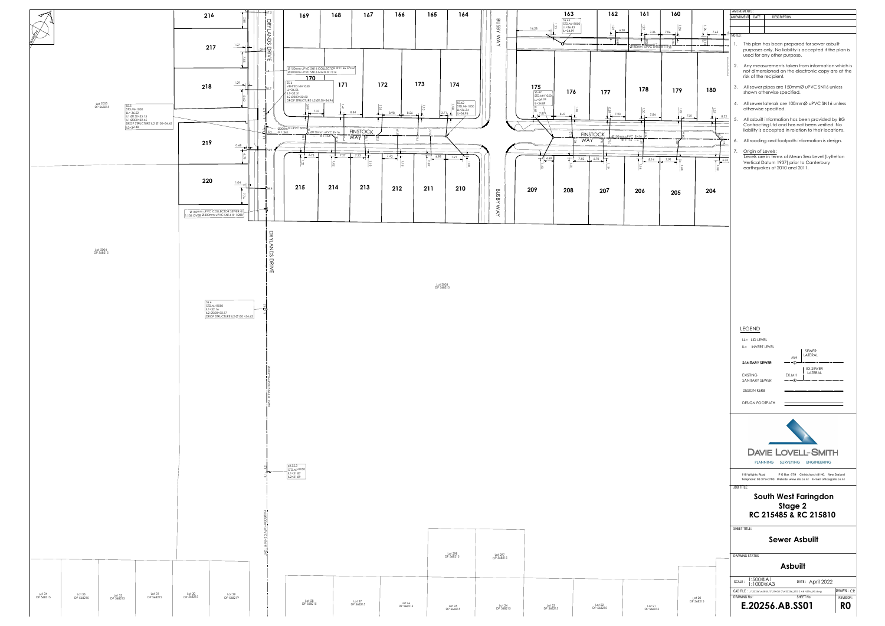AMENDMENTS :

| AMENDMENT | DATE | DESCRIPTION |
|---|---|---|
| | | |

NOTES :

1. This plan has been prepared for sewer asbuilt purposes only. No liability is accepted if the plan is used for any other purpose.
2. Any measurements taken from information which is not dimensioned on the electronic copy are at the risk of the recipient.
3. All sewer pipes are 150mmØ uPVC SN16 unless shown otherwise specified.
4. All sewer laterals are 100mmØ uPVC SN16 unless otherwise specified.
5. All asbuilt information has been provided by BG Contracting Ltd and has not been verified. No liability is accepted in relation to their locations.
6. All roading and footpath information is design.
7. Origin of Levels:
   Levels are in terms of Mean Sea Level (Lyttelton Vertical Datum 1937) prior to Canterbury earthquakes of 2010 and 2011.

LEGEND

LL= LID LEVEL
IL= INVERT LEVEL

SANITARY SEWER — MH — SEWER LATERAL
EXISTING SANITARY SEWER — EX.MH — EX.SEWER LATERAL
DESIGN KERB
DESIGN FOOTPATH

DAVIE LOVELL-SMITH
PLANNING SURVEYING ENGINEERING

116 Wrights Road P O Box 679 Christchurch 8140, New Zealand
Telephone: 03 379-0793 Website: www.dls.co.nz E-mail: office@dls.co.nz

JOB TITLE :

# South West Faringdon Stage 2 RC 215485 & RC 215810

SHEET TITLE :

## Sewer Asbuilt

DRAWING STATUS

## Asbuilt

SCALE : 1:500@A1 1:1000@A3 DATE : April 2022

CAD FILE : DRAWN : CR

DRAWING No : E.20256.AB.SS01 SHEET No : REVISION : R0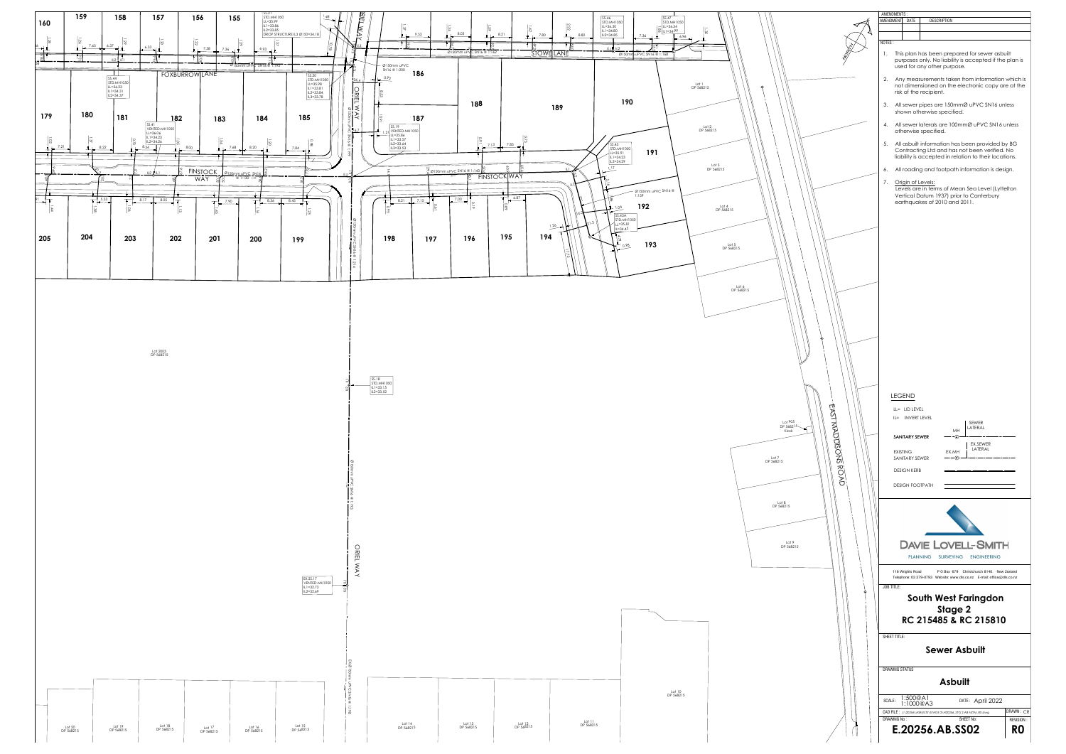AMENDMENTS :

| AMENDMENT | DATE | DESCRIPTION |
|---|---|---|
| | | |

NOTES :

1. This plan has been prepared for sewer asbuilt purposes only. No liability is accepted if the plan is used for any other purpose.
2. Any measurements taken from information which is not dimensioned on the electronic copy are at the risk of the recipient.
3. All sewer pipes are 150mmØ uPVC SN16 unless shown otherwise specified.
4. All sewer laterals are 100mmØ uPVC SN16 unless otherwise specified.
5. All asbuilt information has been provided by BG Contracting Ltd and has not been verified. No liability is accepted in relation to their locations.
6. All roading and footpath information is design.
7. Origin of Levels: Levels are in terms of Mean Sea Level (Lyttelton Vertical Datum 1937) prior to Canterbury earthquakes of 2010 and 2011.

LEGEND

LL= LID LEVEL
IL= INVERT LEVEL

SANITARY SEWER — MH — SEWER LATERAL

EXISTING SANITARY SEWER — EX.MH — EX.SEWER LATERAL

DESIGN KERB

DESIGN FOOTPATH

DAVIE LOVELL-SMITH
PLANNING SURVEYING ENGINEERING

116 Wrights Road P O Box 679 Christchurch 8140. New Zealand
Telephone: 03 379-0793 Website: www.dls.co.nz E-mail: office@dls.co.nz

JOB TITLE:

## South West Faringdon Stage 2 RC 215485 & RC 215810

SHEET TITLE:

## Sewer Asbuilt

DRAWING STATUS

## Asbuilt

SCALE: 1:500@A1 1:1000@A3 DATE: April 2022

CAD FILE: DRAWN: CR

DRAWING No.: **E.20256.AB.SS02** SHEET No: REVISION: **R0**

Plan labels:

SS.21 STD.MH1050 LL=35.99 IL1=33.86 IL2=33.85 DROP STRUCTURE IL3 Ø150=34.18

SS.44 STD.MH1050 LL=36.23 IL1=34.31 IL2=34.37

SS.20 STD.MH1050 LL=35.98 IL1=33.81 IL2=33.84 IL3=33.78

SS.41 VENTED.MH1050 LL=36.06 IL1=34.23 IL2=34.26

SS.19 VENTED.MH1050 LL=35.86 IL1=33.57 IL2=33.64 IL3=33.53

SS.46 STD.MH1050 LL=36.30 IL1=34.80 IL2=34.85

SS.47 STD.MH1050 LL=36.34 IL1=34.97

SS.43 STD.MH1050 LL=35.91 IL1=34.23 IL2=34.29

SS.43A STD.MH1050 LL=35.81 IL1=34.45

SS.18 STD.MH1050 LL=35.15 IL1=33.52

EX.SS.17 VENTED.MH1050 LL=35.75 IL1=32.69 IL2=32.69

Ø150mm uPVC SN16 @ 1:200; Ø150mm uPVC SN16 @ 1:162; Ø150mm uPVC SN16 @ 1:168; Ø150mm uPVC SN16 @ 1:142; Ø150mm uPVC SN16 @ 1:150; Ø150mm uPVC SN16 @ 1:159; Ø150mm uPVC SN16 @ 1:192; Ø150mm uPVC SN16 @ 1:216; EX Ø150mm uPVC SN16 @ 1:198

FOXBURROW LANE; STOWE LANE; FINSTOCK WAY; ORIEL WAY; EAST MADDISONS ROAD

Lots 155–160, 179–205; Lot 2003 DP 568215; Lot 1–10 DP 568215; Lot 905 DP 568215 Kiosk; Lot 11–20 DP 568215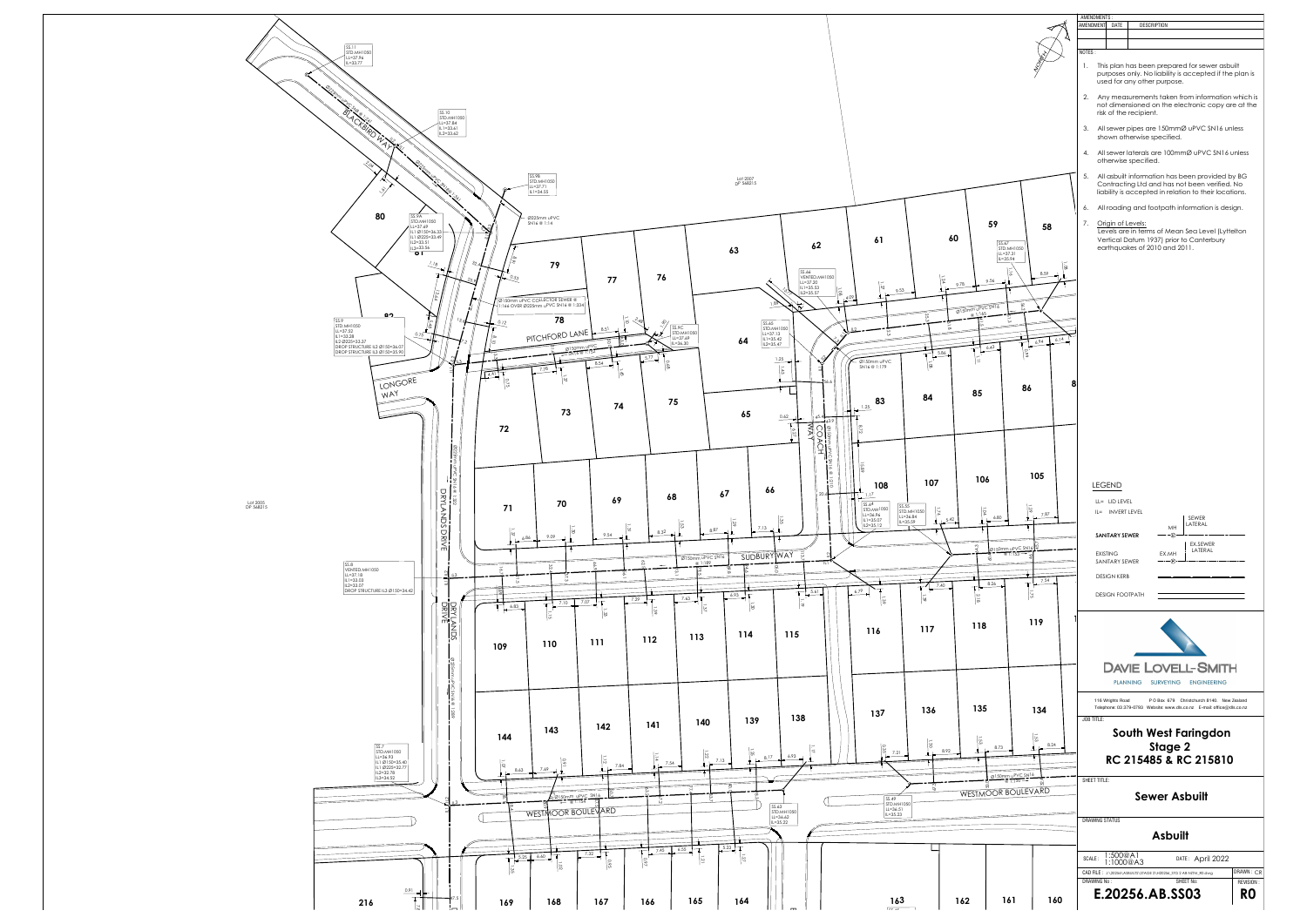AMENDMENTS :

| AMENDMENT | DATE | DESCRIPTION |
|---|---|---|
| | | |
| | | |

NOTES :

1. This plan has been prepared for sewer asbuilt purposes only. No liability is accepted if the plan is used for any other purpose.
2. Any measurements taken from information which is not dimensioned on the electronic copy are at the risk of the recipient.
3. All sewer pipes are 150mmØ uPVC SN16 unless shown otherwise specified.
4. All sewer laterals are 100mmØ uPVC SN16 unless otherwise specified.
5. All asbuilt information has been provided by BG Contracting Ltd and has not been verified. No liability is accepted in relation to their locations.
6. All roading and footpath information is design.
7. Origin of Levels:
   Levels are in terms of Mean Sea Level (Lyttelton Vertical Datum 1937) prior to Canterbury earthquakes of 2010 and 2011.

LEGEND

LL= LID LEVEL
IL= INVERT LEVEL

SANITARY SEWER — MH, SEWER LATERAL
EXISTING SANITARY SEWER — EX.MH, EX.SEWER LATERAL
DESIGN KERB
DESIGN FOOTPATH

DAVIE LOVELL-SMITH
PLANNING SURVEYING ENGINEERING

116 Wrights Road P O Box 679 Christchurch 8140. New Zealand
Telephone: 03 379-0793 Website: www.dls.co.nz E-mail: office@dls.co.nz

JOB TITLE:

## South West Faringdon Stage 2 RC 215485 & RC 215810

SHEET TITLE:

## Sewer Asbuilt

DRAWING STATUS

## Asbuilt

SCALE: 1:500@A1 1:1000@A3 DATE: April 2022

CAD FILE: J:\20256\ASBUILTS\STAGE 2\20256_STG 2 AB SS.dwg DRAWN: CR

DRAWING No: E.20256.AB.SS03 SHEET No: REVISION: R0

SS.11 STD.MH1050 LL=37.96 IL=33.77

SS.10 STD.MH1050 LL=37.84 IL1=33.61 IL2=33.62

SS.9B STD.MH1050 LL=37.71 IL=34.55

SS.9A STD.MH1050 LL=37.60 IL1 Ø150=34.35 IL1 Ø225=33.49 IL2=33.51 IL3=33.56

SS.9 STD.MH1050 LL=37.92 IL1=33.28 IL2 Ø225=33.37 DROP STRUCTURE IL2 Ø150=36.07 DROP STRUCTURE IL3 Ø150=35.90

SS.8 VENTED.MH1050 LL=37.18 IL1=33.03 IL2=33.07 DROP STRUCTURE IL3 Ø150=34.42

SS.7 STD.MH1050 LL=36.93 IL1 Ø150=35.40 IL1 Ø225=32.77 IL2=32.78 IL3=34.52

SS.66 VENTED.MH1050 LL=37.20 IL1=35.53 IL2=35.57

SS.65 STD.MH1050 LL=37.13 IL1=35.42 IL2=35.47

SS.RC STD.MH1050 LL=37.69 IL=36.30

SS.67 STD.MH1050 LL=37.31 IL=35.94

SS.64 STD.MH1050 LL=36.96 IL1=35.07 IL2=35.12

SS.55 STD.MH1050 LL=36.84 IL=35.59

SS.63 STD.MH1050 LL=36.62 IL=35.22

SS.49 STD.MH1050 LL=36.51 IL=35.23

Ø150mm uPVC COLLECTOR SEWER @ 1:166 OVER Ø225mm uPVC SN16 @ 1:334

Ø225mm uPVC SN16 @ 1:14

Ø150mm uPVC SN16 @ 1:179

Ø150mm uPVC SN16 @ 1:189

Lot 2007 DP 568215

Lot 2005 DP 568215

BLACKBIRD WAY · PITCHFORD LANE · LONGORE WAY · DRYLANDS DRIVE · COACH WAY · SUDBURY WAY · WESTMOOR BOULEVARD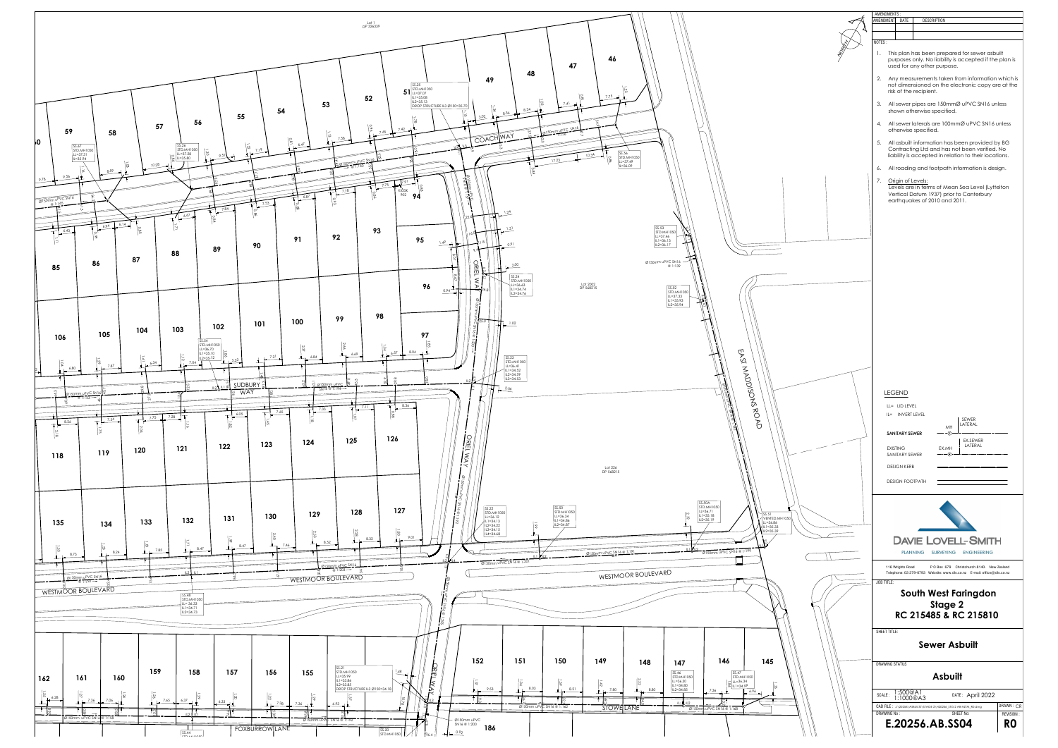| AMENDMENTS : | | |
|---|---|---|
| AMENDMENT | DATE | DESCRIPTION |
| | | |

NOTES :

1. This plan has been prepared for sewer asbuilt purposes only. No liability is accepted if the plan is used for any other purpose.
2. Any measurements taken from information which is not dimensioned on the electronic copy are at the risk of the recipient.
3. All sewer pipes are 150mmØ uPVC SN16 unless shown otherwise specified.
4. All sewer laterals are 100mmØ uPVC SN16 unless otherwise specified.
5. All asbuilt information has been provided by BG Contracting Ltd and has not been verified. No liability is accepted in relation to their locations.
6. All roading and footpath information is design.
7. Origin of Levels:
   Levels are in terms of Mean Sea Level (Lyttelton Vertical Datum 1937) prior to Canterbury earthquakes of 2010 and 2011.

LEGEND

LL= LID LEVEL

IL= INVERT LEVEL

SANITARY SEWER — MH — SEWER LATERAL

EXISTING SANITARY SEWER — EX.MH — EX.SEWER LATERAL

DESIGN KERB

DESIGN FOOTPATH

DAVIE LOVELL-SMITH

PLANNING SURVEYING ENGINEERING

116 Wrights Road P O Box 679 Christchurch 8140, New Zealand
Telephone: 03 379-0793 Website: www.dls.co.nz E-mail: office@dls.co.nz

JOB TITLE:

# South West Faringdon Stage 2 RC 215485 & RC 215810

SHEET TITLE:

## Sewer Asbuilt

DRAWING STATUS

## Asbuilt

SCALE : 1:500@A1 1:1000@A3 DATE : April 2022

CAD FILE : J:\20256\ASBUILT\STAGE 2\E20256_STG 2 AB V27M_R0.dwg DRAWN : CR

DRAWING No : E.20256.AB.SS04 SHEET No: REVISION : R0

---

Lot 1 DP 326339

Lot 2002 DP 568215

Lot 226 DP 568215

COACH WAY — SUDBURY WAY — ORIEL WAY — WESTMOOR BOULEVARD — EAST MADDISONS ROAD — STOWE LANE — FOXBURROW LANE

SS.25 STD.MH1050 LL=37.07 IL1=35.08 IL2=35.13 DROP STRUCTURE IL3 Ø150=35.70

SS.26 STD.MH1050 LL=37.38 IL=35.80

SS.47 STD.MH1050 LL=37.31 IL=35.94

SS.56 STD.MH1050 LL=37.49 IL=36.09

SS.53 STD.MH1050 LL=37.46 IL1=36.13 IL2=36.17

SS.52 STD.MH1050 LL=37.33 IL1=35.93 IL2=35.94

SS.24 STD.MH1050 LL=36.63 IL1=34.74 IL2=34.76

SS.54 STD.MH1050 LL=36.70 IL1=35.10 IL2=35.12

SS.23 STD.MH1050 LL=36.41 IL1=34.52 IL2=34.59 IL3=34.53

SS.22 STD.MH1050 LL=36.12 IL1=34.13 IL2=34.22 IL3=34.15 IL4=34.68

SS.50 STD.MH1050 LL=36.34 IL1=34.86 IL2=34.87

SS.50A STD.MH1050 LL=36.71 IL1=35.18 IL2=35.19

SS.51 VENTED.MH1050 LL=36.86 IL1=35.33 IL2=35.39

SS.48 STD.MH1050 LL=36.33 IL1=34.71 IL2=34.73

SS.21 STD.MH1050 LL=35.99 IL1=33.86 IL2=33.85 DROP STRUCTURE IL3 Ø150=34.18

SS.46 STD.MH1050 LL=36.30 IL1=34.80 IL2=34.83

SS.47 STD.MH1050 LL=36.34 IL=34.97

SS.20 STD.MH1050

SS.44 STD.MH1050

KIOSK 902

Ø150mm uPVC SN16 @ 1:129

Ø150mm uPVC SN16 @ 1:199

Ø150mm uPVC SN16 @ 1:191

Ø150mm uPVC SN16 @ 1:200

Ø150mm uPVC SN16 @ 1:162

Ø150mm uPVC SN16 @ 1:168

Ø150mm uPVC SN16 @ 1:192

Ø150mm uPVC SN16 @ 1:158

Ø150mm uPVC SN16 @ 1:194

Ø150mm uPVC SN16 @ 1:165

Ø150mm uPVC SN16 @ 1:180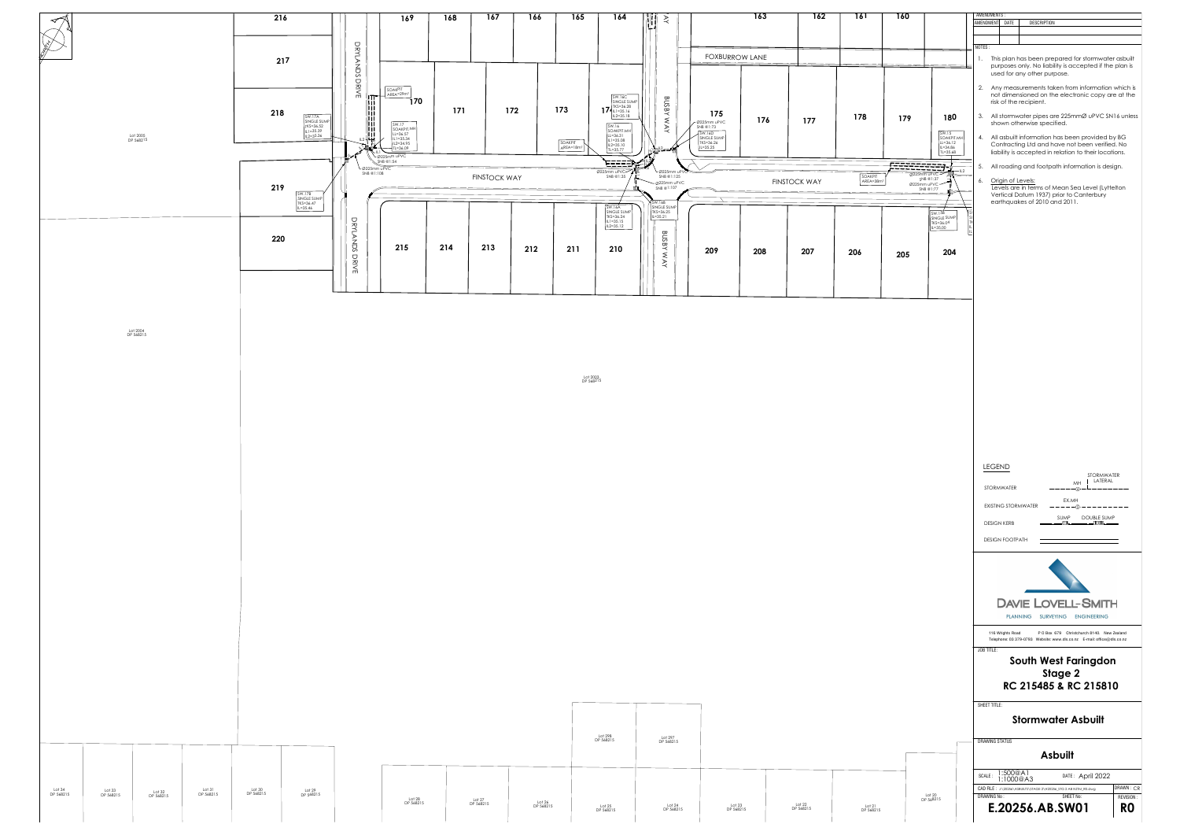AMENDMENTS :

| AMENDMENT | DATE | DESCRIPTION |
|---|---|---|
| | | |

NOTES :

1. This plan has been prepared for stormwater asbuilt purposes only. No liability is accepted if the plan is used for any other purpose.
2. Any measurements taken from information which is not dimensioned on the electronic copy are at the risk of the recipient.
3. All stormwater pipes are 225mmØ uPVC SN16 unless shown otherwise specified.
4. All asbuilt information has been provided by BG Contracting Ltd and have not been verified. No liability is accepted in relation to their locations.
5. All roading and footpath information is design.
6. Origin of Levels:
   Levels are in terms of Mean Sea Level (Lyttelton Vertical Datum 1937) prior to Canterbury earthquakes of 2010 and 2011.

LEGEND

- STORMWATER — MH, STORMWATER LATERAL
- EXISTING STORMWATER — EX.MH
- DESIGN KERB — SUMP, DOUBLE SUMP
- DESIGN FOOTPATH

DAVIE LOVELL-SMITH
PLANNING SURVEYING ENGINEERING

116 Wrights Road P O Box 679 Christchurch 8140, New Zealand
Telephone: 03 379-0793 Website: www.dls.co.nz E-mail: office@dls.co.nz

JOB TITLE :

## South West Faringdon Stage 2 RC 215485 & RC 215810

SHEET TITLE :

## Stormwater Asbuilt

DRAWING STATUS

## Asbuilt

SCALE : 1:500@A1 1:1000@A3 DATE : April 2022

CAD FILE : J:\20256\ASBUILT\STAGE 2\E20256_STG 2.AB.N.SW_R0.dwg DRAWN : CR

DRAWING No : E.20256.AB.SW01 REVISION : R0

---

Plan labels:

FOXBURROW LANE; FINSTOCK WAY; DRYLANDS DRIVE; BUSBY WAY

Lots: 160, 161, 162, 163, 164, 165, 166, 167, 168, 169, 170, 171, 172, 173, 174, 175, 176, 177, 178, 179, 180, 204, 205, 206, 207, 208, 209, 210, 211, 212, 213, 214, 215, 216, 217, 218, 219, 220

Lot 2005 DP 568215; Lot 2004 DP 568215; Lot 2003 DP 568215; Lot 298 DP 568215; Lot 297 DP 568215; Lot 34 DP 568215; Lot 33 DP 568215; Lot 32 DP 568215; Lot 31 DP 568215; Lot 30 DP 568215; Lot 29 DP 568215; Lot 28 DP 568215; Lot 27 DP 568215; Lot 26 DP 568215; Lot 25 DP 568215; Lot 24 DP 568215; Lot 23 DP 568215; Lot 22 DP 568215; Lot 21 DP 568215; Lot 20 DP 568215

- SOAKPIT AREA=28m²
- SW.17 SOAKPIT MH LL=36.57 IL1=35.34 IL2=34.95 TL=36.09
- SW.17A SINGLE SUMP TKS=36.52 IL1=35.39 IL2=35.26
- SW.17B SINGLE SUMP TKS=36.47 IL=35.46
- Ø225mm uPVC SNB @1:54
- Ø225mm uPVC SNB @1:108
- SW.16C SINGLE SUMP TKS=36.38 IL1=35.16 IL2=35.18
- SW.16 SOAKPIT MH LL=36.31 IL1=35.08 IL2=35.10 TL=35.77
- SOAKPIT AREA=18m²
- Ø225mm uPVC SNB @1:35
- Ø225mm uPVC SNB @1:125
- Ø225mm uPVC SNB @1:107
- SW.16A SINGLE SUMP TKS=36.24 IL1=35.15 IL2=35.12
- SW.16B SINGLE SUMP TKS=36.25 IL=35.21
- Ø225mm uPVC SNB @1:73
- SW.16D SINGLE SUMP TKS=36.26 IL=35.25
- SW.15 SOAKPIT MH LL=36.12 IL=34.86 TL=35.68
- SOAKPIT AREA=38m²
- Ø225mm uPVC SNB @1:37
- Ø225mm uPVC SNB @1:77
- SW.15A SINGLE SUMP TKS=36.04 IL=35.00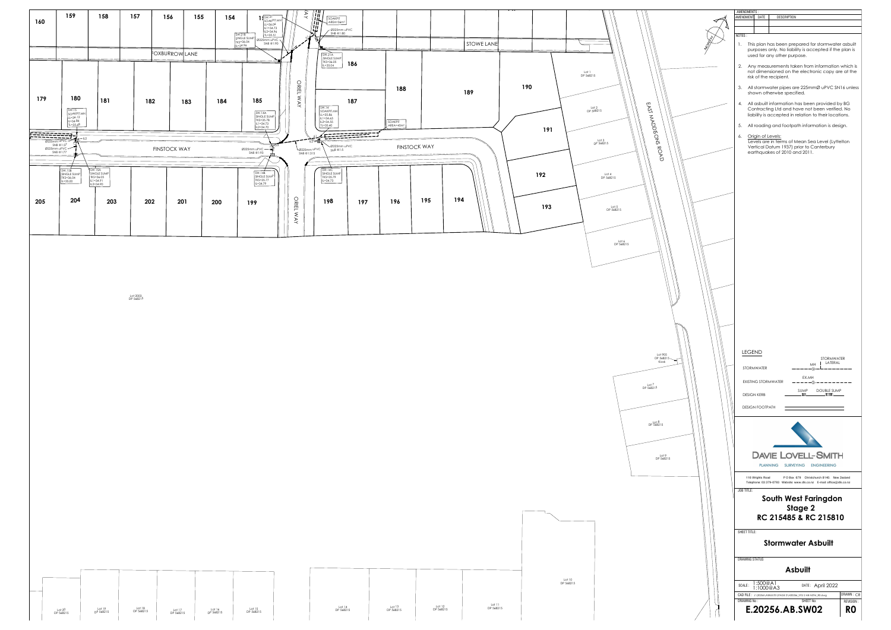AMENDMENTS :

| AMENDMENT | DATE | DESCRIPTION |
|---|---|---|
| | | |

NOTES :

1. This plan has been prepared for stormwater asbuilt purposes only. No liability is accepted if the plan is used for any other purpose.
2. Any measurements taken from information which is not dimensioned on the electronic copy are at the risk of the recipient.
3. All stormwater pipes are 225mmØ uPVC SN16 unless shown otherwise specified.
4. All asbuilt information has been provided by BG Contracting Ltd and have not been verified. No liability is accepted in relation to their locations.
5. All roading and footpath information is design.
6. Origin of Levels:
   Levels are in terms of Mean Sea Level (Lyttelton Vertical Datum 1937) prior to Canterbury earthquakes of 2010 and 2011.

LEGEND

- STORMWATER — MH — STORMWATER LATERAL
- EXISTING STORMWATER — EX.MH
- DESIGN KERB — SUMP — DOUBLE SUMP
- DESIGN FOOTPATH

**DAVIE LOVELL-SMITH**
PLANNING SURVEYING ENGINEERING

116 Wrights Road P O Box 679 Christchurch 8140. New Zealand
Telephone: 03 379-0793 Website: www.dls.co.nz E-mail: office@dls.co.nz

JOB TITLE:

## South West Faringdon Stage 2 RC 215485 & RC 215810

SHEET TITLE:

## Stormwater Asbuilt

DRAWING STATUS

## Asbuilt

SCALE: 1:500@A1 1:1000@A3 DATE: April 2022

DRAWN : CR

DRAWING No : **E.20256.AB.SW02**

REVISION : **R0**

---

FOXBURROW LANE — STOWE LANE — ORIEL WAY — FINSTOCK WAY — EAST MADDISONS ROAD

SW.21 SOAKPIT MH IL=36.09 IL1=34.73 IL2=34.94 TL=35.51

SW.21B SINGLE SUMP TKS=36.04 IL=34.96

Ø225mm uPVC SN8 @1:90

SOAKPIT AREA=36m²

Ø225mm uPVC SN8 @1:80

SW.21A SINGLE SUMP TKS=36.05 IL=35.04

SW.15 SOAKPIT MH IL=36.12 IL=34.84 TL=35.69

SW.14A SINGLE SUMP TKS=35.78 IL1=34.73 IL2=34.70

SW.14 SOAKPIT MH IL=35.86 IL1=34.63 IL2=34.55 TL=35.40

SOAKPIT AREA=45m²

Ø225mm uPVC SN8 @1:37

Ø225mm uPVC SN8 @1:77

Ø225mm uPVC SN8 @1:93

Ø225mm uPVC SN8 @1:315

Ø225mm uPVC SN8 @1:5

SW.15B SINGLE SUMP TKS=36.04 IL=35.00

SW.15A SINGLE SUMP TKS=36.05 IL1=34.91 IL2=34.90

SW.14B SINGLE SUMP TKS=35.77 IL=34.79

SW.14C SINGLE SUMP TKS=35.79 IL=34.73

Lots: 154–160, 179–205; Lot 1–Lot 10 DP 568215; Lot 11–Lot 20 DP 568215; Lot 2005 DP 568215; Lot 905 DP 568215 Kiosk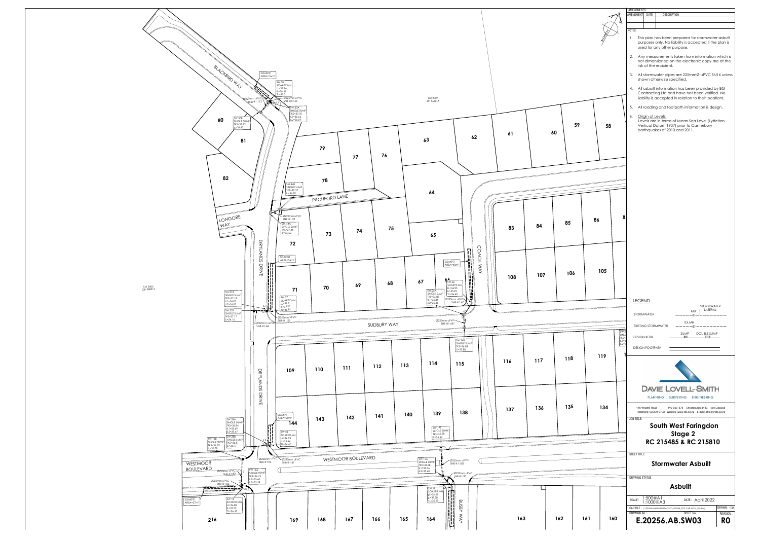AMENDMENTS :

| AMENDMENT | DATE | DESCRIPTION |
|---|---|---|
| | | |
| | | |

NOTES :

1. This plan has been prepared for stormwater asbuilt purposes only. No liability is accepted if the plan is used for any other purpose.
2. Any measurements taken from information which is not dimensioned on the electronic copy are at the risk of the recipient.
3. All stormwater pipes are 225mmØ uPVC SN16 unless shown otherwise specified.
4. All asbuilt information has been provided by BG Contracting Ltd and have not been verified. No liability is accepted in relation to their locations.
5. All roading and footpath information is design.
6. Origin of Levels:
   Levels are in terms of Mean Sea Level (Lyttelton Vertical Datum 1937) prior to Canterbury earthquakes of 2010 and 2011.

LEGEND

- STORMWATER — MH — STORMWATER LATERAL
- EXISTING STORMWATER — EX MH
- DESIGN KERB — SUMP — DOUBLE SUMP
- DESIGN FOOTPATH

DAVIE LOVELL-SMITH

PLANNING SURVEYING ENGINEERING

116 Wrights Road P O Box 679 Christchurch 8140. New Zealand
Telephone: 03 379-0793 Website: www.dls.co.nz E-mail: office@dls.co.nz

JOB TITLE:

**South West Faringdon Stage 2 RC 215485 & RC 215810**

SHEET TITLE:

**Stormwater Asbuilt**

DRAWING STATUS

**Asbuilt**

SCALE : 1:500@A1 1:1000@A3 DATE : April 2022

DRAWN : CR

DRAWING No : **E.20256.AB.SW03** SHEET No : REVISION : **R0**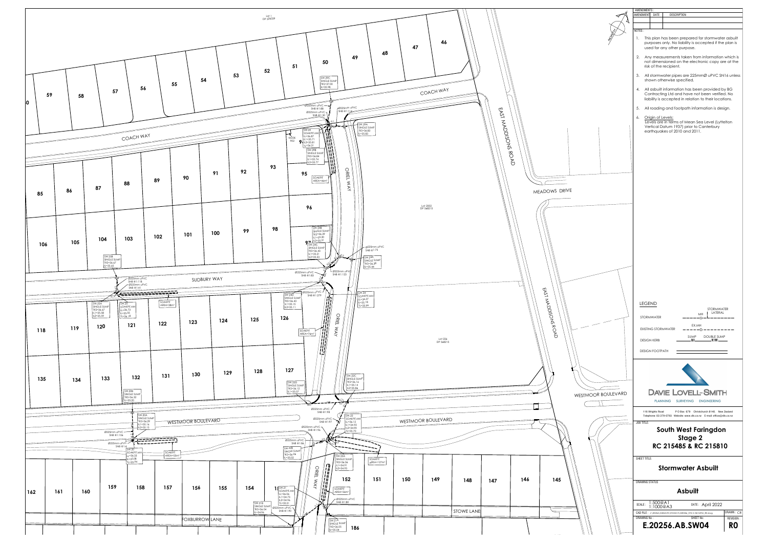AMENDMENTS :

| AMENDMENT | DATE | DESCRIPTION |
|---|---|---|
| | | |

NOTES :

1. This plan has been prepared for stormwater asbuilt purposes only. No liability is accepted if the plan is used for any other purpose.
2. Any measurements taken from information which is not dimensioned on the electronic copy are at the risk of the recipient.
3. All stormwater pipes are 225mmØ uPVC SN16 unless shown otherwise specified.
4. All asbuilt information has been provided by BG Contracting Ltd and have not been verified. No liability is accepted in relation to their locations.
5. All roading and footpath information is design.
6. Origin of Levels: Levels are in terms of Mean Sea Level (Lyttelton Vertical Datum 1937) prior to Canterbury earthquakes of 2010 and 2011.

LEGEND

- STORMWATER — MH, STORMWATER LATERAL
- EXISTING STORMWATER — EX.MH
- DESIGN KERB — SUMP, DOUBLE SUMP
- DESIGN FOOTPATH

DAVIE LOVELL-SMITH

PLANNING SURVEYING ENGINEERING

116 Wrights Road P O Box 679 Christchurch 8140. New Zealand
Telephone: 03 379-0793 Website: www.dls.co.nz E-mail: office@dls.co.nz

JOB TITLE:

**South West Faringdon Stage 2 RC 215485 & RC 215810**

SHEET TITLE:

**Stormwater Asbuilt**

DRAWING STATUS

**Asbuilt**

SCALE: 1:500@A1 1:1000@A3 DATE: April 2022

DRAWN: CR

DRAWING No.: **E.20256.AB.SW04** REVISION: **R0**

Plan annotations:

- SW 29C SINGLE SUMP TKS=37.00 IL=35.98
- SW 29 SOAKPIT MH IL=36.87 IL1=35.71 IL3=35.81 TL=36.31
- SW 29A SINGLE SUMP TKS=36.83 IL=35.83
- SW 29B SINGLE SUMP TKS=36.84 IL1=35.74 IL2=35.77
- Ø225mm uPVC SN8 @1:180
- Ø225mm uPVC SN8 @1:30
- Ø225mm uPVC SN8 @1:114
- SOAKPIT AREA=46m²
- SW 24B SINGLE SUMP TKS=36.39 IL1=35.30 IL2=35.31
- SW 24C SINGLE SUMP TKS=36.43 IL1=35.21 IL2=35.23
- SW 24A SINGLE SUMP TKS=36.38 IL=35.44
- Ø225mm uPVC SN8 @1:75
- Ø225mm uPVC SN8 @1:123
- Ø225mm uPVC SN8 @1:83
- SW 25B SINGLE SUMP TKS=36.67 IL=35.65
- Ø225mm uPVC SN8 @1:118
- Ø225mm uPVC SN8 @1:41
- SW 25A SINGLE SUMP TKS=36.67 IL1=35.58 IL2=35.59
- SW 25 SOAKPIT MH IL=34.73 IL=35.55 TL=36.18
- SOAKPIT AREA=38m²
- SW 24D SINGLE SUMP TKS=36.43 IL=35.15 IL2=35.11
- Ø225mm uPVC SN8 @1:279
- SW 24 SOAKPIT MH IL=34.37 IL=35.18 TL=35.94
- SOAKPIT AREA=76m²
- SW 22D SINGLE SUMP TKS=36.12 IL=35.07
- SW 22C SINGLE SUMP TKS=36.16 IL1=35.14 IL2=35.86
- SW 20B SINGLE SUMP TKS=36.32 IL=35.20
- SW 20A SINGLE SUMP TKS=36.29 IL1=35.16 IL2=35.15
- Ø225mm uPVC SN8 @1:98
- Ø225mm uPVC SN8 @1:97
- Ø225mm uPVC SN8 @1:96
- Ø225mm uPVC SN8 @1:106
- Ø225mm uPVC SN8 @1:4
- SW 22 SOAKPIT MH IL=36.12 IL1=34.92 IL2=34.90 TL=35.70
- SW 20 SOAKPIT MH IL=36.33 IL=35.08 TL=35.94
- SOAKPIT AREA=55m²
- Ø225mm uPVC SN8 @1:86
- SW 22B SINGLE SUMP TKS=36.06 IL=35.02
- SW 22A SINGLE SUMP TKS=36.06 IL1=34.91 IL2=34.93
- SOAKPIT AREA=127m²
- SW 21 SOAKPIT MH IL=36.06 IL1=34.73 IL2=34.96 TL=35.51
- SW 21B SINGLE SUMP TKS=36.04 IL=34.96
- Ø225mm uPVC SN8 @1:90
- SOAKPIT AREA=56m²
- Ø225mm uPVC SN8 @1:80
- SW 21A SINGLE SUMP TKS=36.05 IL=35.04

Streets: COACH WAY, ORIEL WAY, SUDBURY WAY, WESTMOOR BOULEVARD, FOXBURROW LANE, STOWE LANE, EAST MADDISONS ROAD, MEADOWS DRIVE

Lot 1 DP 394339; Lot 2002 DP 568215; Lot 226 DP 568215; KIOSK 902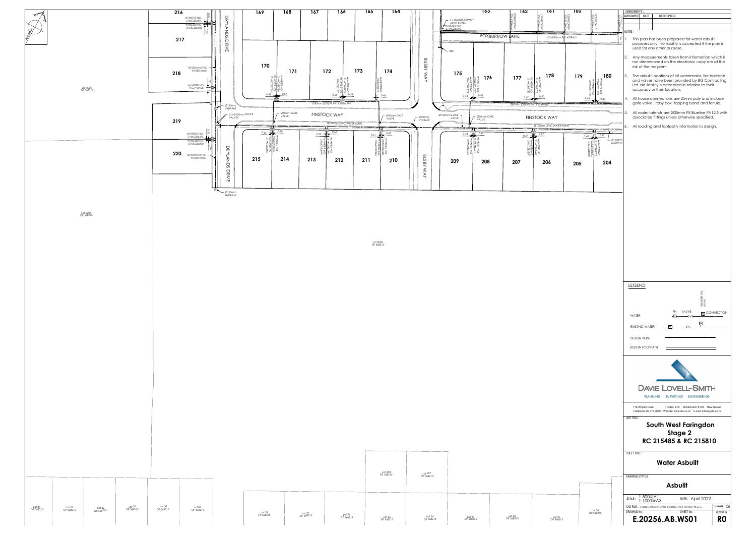AMENDMENTS :

| AMENDMENT | DATE | DESCRIPTION |
|---|---|---|
| | | |

NOTES :

1. This plan has been prepared for water asbuilt purposes only. No liability is accepted if the plan is used for any other purpose.
2. Any measurements taken from information which is not dimensioned on the electronic copy are at the risk of the recipient.
3. The asbuilt locations of all watermains, fire hydrants and valves have been provided by BG Contracting Ltd. No liability is accepted in relation to their accuracy or their location.
4. All house connections are 25mm poly and include gate valve , toby box, tapping band and ferrule.
5. All water laterals are Ø25mm PE Blueline PN12.5 with associated fittings unless otherwise specified.
6. All roading and footpath information is design.

LEGEND

WATER — FH, VALVE, W/METER NO., CONNECTION
EXISTING WATER
DESIGN KERB
DESIGN FOOTPATH

DAVIE LOVELL-SMITH
PLANNING SURVEYING ENGINEERING

116 Wrights Road P O Box 679 Christchurch 8140. New Zealand
Telephone: 03 379-0793 Website: www.dls.co.nz E-mail: office@dls.co.nz

JOB TITLE:

# South West Faringdon Stage 2 RC 215485 & RC 215810

SHEET TITLE:

## Water Asbuilt

DRAWING STATUS

## Asbuilt

SCALE : 1:500@A1 1:1000@A3
DATE : April 2022
DRAWN : CR
DRAWING No : SHEET No : REVISION :

**E.20256.AB.WS01** **R0**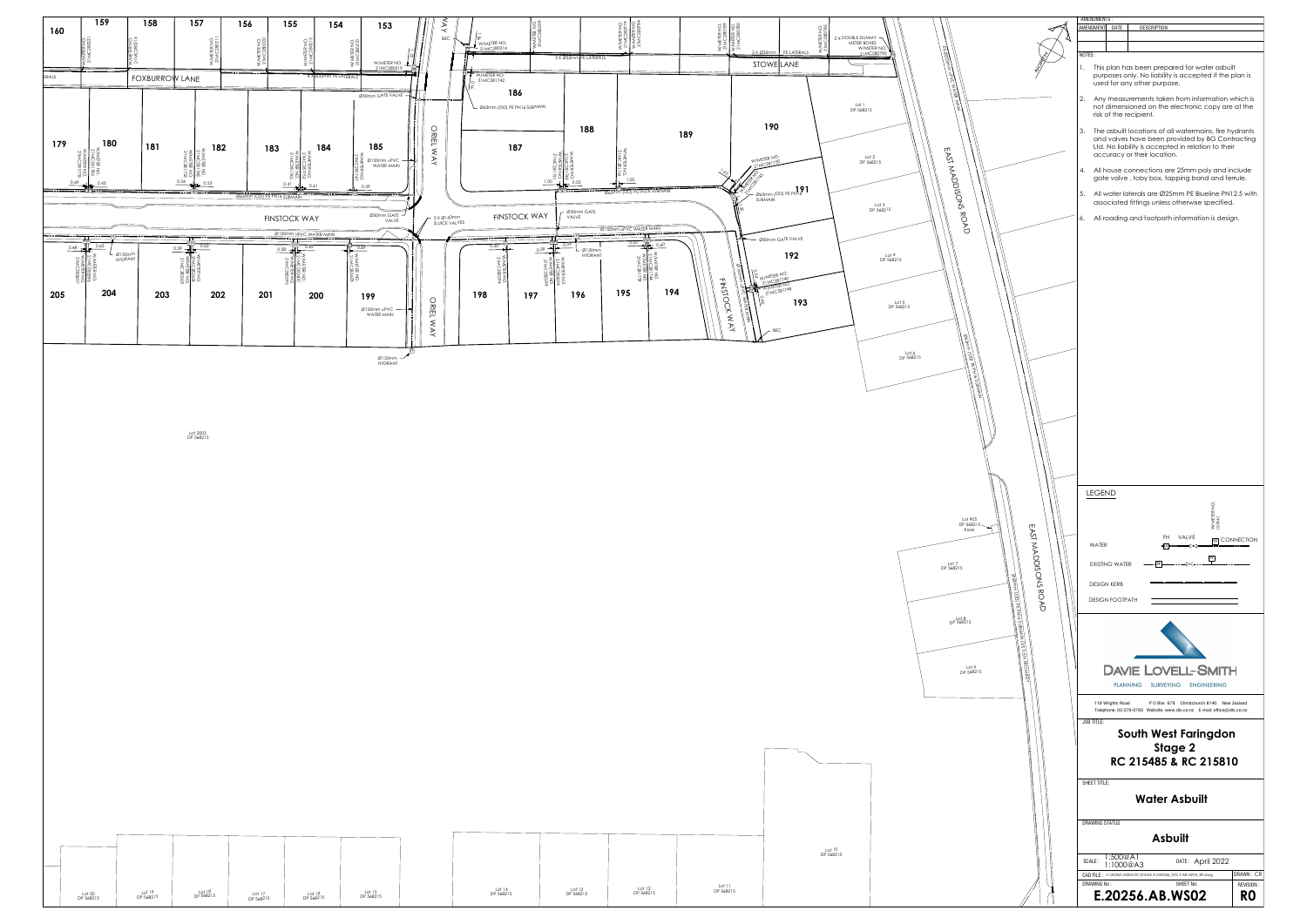AMENDMENTS :

| AMENDMENT | DATE | DESCRIPTION |
|---|---|---|
| | | |

NOTES :

1. This plan has been prepared for water asbuilt purposes only. No liability is accepted if the plan is used for any other purpose.
2. Any measurements taken from information which is not dimensioned on the electronic copy are at the risk of the recipient.
3. The asbuilt locations of all watermains, fire hydrants and valves have been provided by BG Contracting Ltd. No liability is accepted in relation to their accuracy or their location.
4. All house connections are 25mm poly and include gate valve , toby box, tapping band and ferrule.
5. All water laterals are Ø25mm PE Blueline PN12.5 with associated fittings unless otherwise specified.
6. All roading and footpath information is design.

LEGEND

WATER — FH, VALVE, CONNECTION

EXISTING WATER

DESIGN KERB

DESIGN FOOTPATH

DAVIE LOVELL-SMITH

PLANNING SURVEYING ENGINEERING

116 Wrights Road P O Box 679 Christchurch 8140. New Zealand
Telephone: 03 379-0793 Website: www.dls.co.nz E-mail: office@dls.co.nz

JOB TITLE:

**South West Faringdon Stage 2 RC 215485 & RC 215810**

SHEET TITLE:

**Water Asbuilt**

DRAWING STATUS

**Asbuilt**

SCALE: 1:500@A1 1:1000@A3

DATE: April 2022

DRAWN : CR

DRAWING No : **E.20256.AB.WS02**

REVISION: **R0**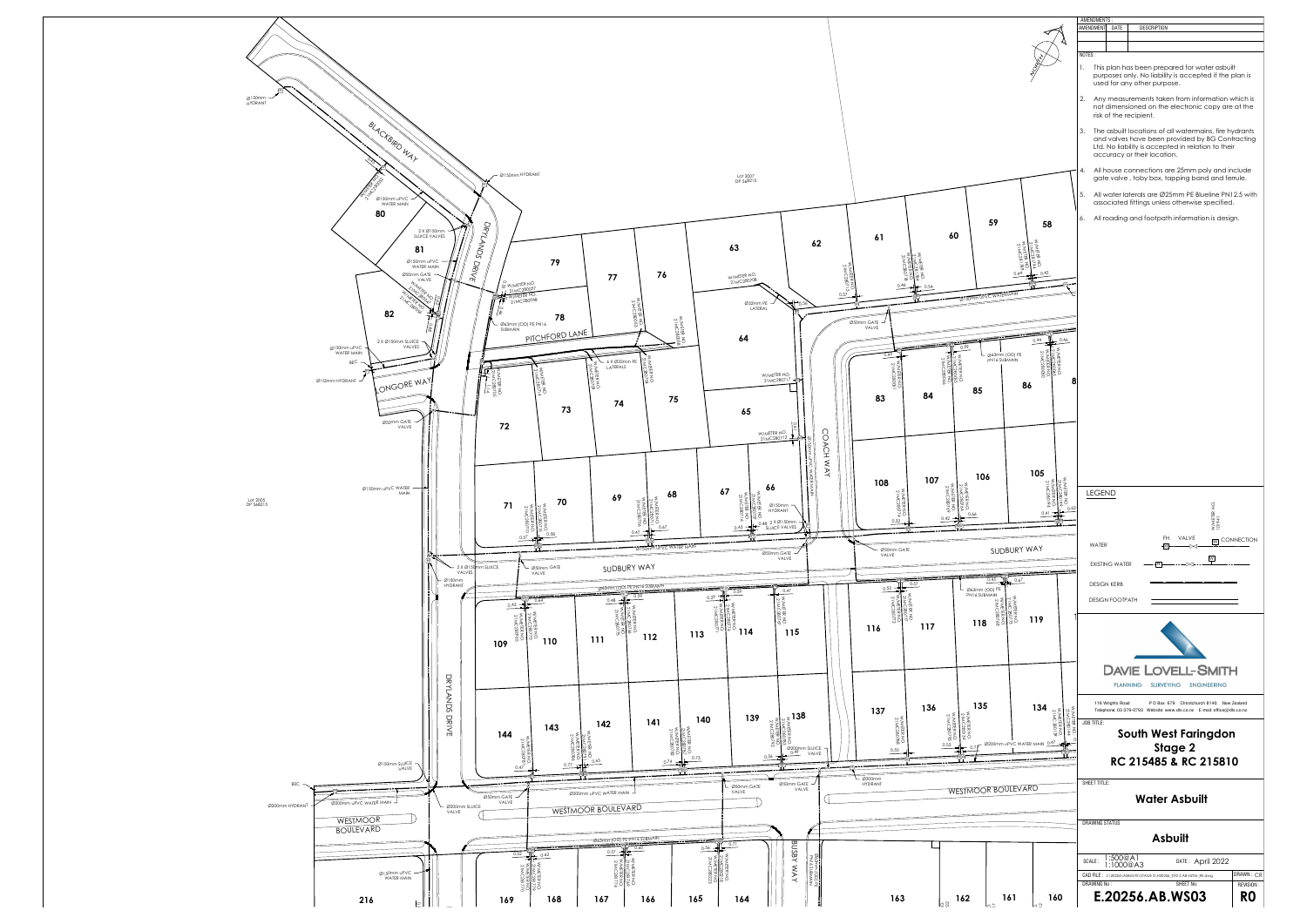AMENDMENTS :

| AMENDMENT | DATE | DESCRIPTION |
| --- | --- | --- |
| | | |

NOTES :

1. This plan has been prepared for water asbuilt purposes only. No liability is accepted if the plan is used for any other purpose.
2. Any measurements taken from information which is not dimensioned on the electronic copy are at the risk of the recipient.
3. The asbuilt locations of all watermains, fire hydrants and valves have been provided by BG Contracting Ltd. No liability is accepted in relation to their accuracy or their location.
4. All house connections are 25mm poly and include gate valve , toby box, tapping band and ferrule.
5. All water laterals are Ø25mm PE Blueline PN12.5 with associated fittings unless otherwise specified.
6. All roading and footpath information is design.

LEGEND

- WATER — FH, VALVE, CONNECTION
- EXISTING WATER
- DESIGN KERB
- DESIGN FOOTPATH

DAVIE LOVELL-SMITH
PLANNING SURVEYING ENGINEERING

116 Wrights Road P O Box 679 Christchurch 8140, New Zealand
Telephone: 03 379-0793 Website: www.dls.co.nz E-mail: office@dls.co.nz

JOB TITLE:

## South West Faringdon Stage 2 RC 215485 & RC 215810

SHEET TITLE:

## Water Asbuilt

DRAWING STATUS

## Asbuilt

SCALE: 1:500@A1 1:1000@A3 DATE: April 2022

DRAWN: CR

DRAWING No.: **E.20256.AB.WS03** REVISION: **R0**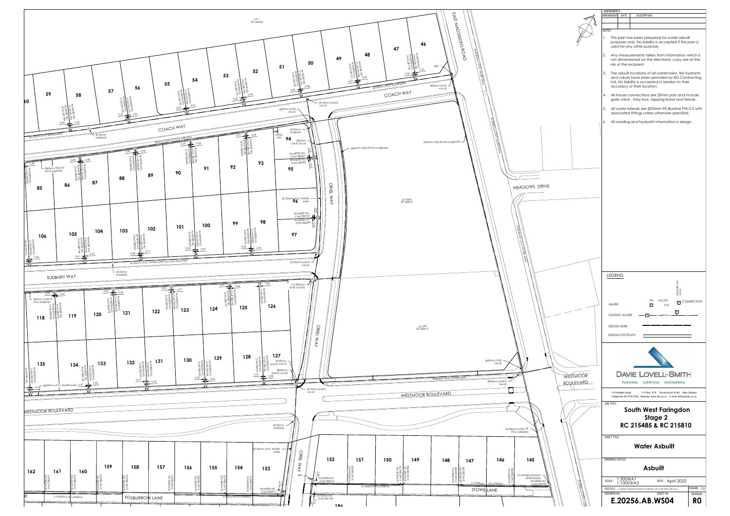AMENDMENTS :

| AMENDMENT | DATE | DESCRIPTION |
| --- | --- | --- |
| | | |

NOTES :

1. This plan has been prepared for water asbuilt purposes only. No liability is accepted if the plan is used for any other purpose.
2. Any measurements taken from information which is not dimensioned on the electronic copy are at the risk of the recipient.
3. The asbuilt locations of all watermains, fire hydrants and valves have been provided by BG Contracting Ltd. No liability is accepted in relation to their accuracy or their location.
4. All house connections are 25mm poly and include gate valve , toby box, tapping band and ferrule.
5. All water laterals are Ø25mm PE Blueline PN12.5 with associated fittings unless otherwise specified.
6. All roading and footpath information is design.

LEGEND

WATER — FH, VALVE, CONNECTION

EXISTING WATER

DESIGN KERB

DESIGN FOOTPATH

DAVIE LOVELL-SMITH

PLANNING SURVEYING ENGINEERING

116 Wrights Road P O Box 679 Christchurch 8140. New Zealand
Telephone: 03 379-0793 Website: www.dls.co.nz E-mail: office@dls.co.nz

JOB TITLE:

## South West Faringdon Stage 2 RC 215485 & RC 215810

SHEET TITLE:

## Water Asbuilt

DRAWING STATUS

## Asbuilt

SCALE: 1:500@A1 1:1000@A3 DATE: April 2022

DRAWN: CR

DRAWING No.: **E.20256.AB.WS04** REVISION: **R0**

COACH WAY
SUDBURY WAY
ORIEL WAY
WESTMOOR BOULEVARD
FOXBURROW LANE
STOWE LANE
EAST MADDISONS ROAD
MEADOWS DRIVE

Lot 1 DP 326339
Lot 2002 DP 568215
Lot 204 DP 568215

Ø150mm uPVC WATER MAIN
Ø150mm HYDRANT
Ø150mm SLUICE VALVE
Ø50mm GATE VALVE
Ø63mm (OD) PE PN16 SUBMAIN
Ø200mm uPVC WATER MAIN
Ø200mm SLUICE VALVE
Ø200mm GATE VALVE
2 X Ø50mm GATE VALVES
EX Ø63mm (OD) PE PN16 SUBMAIN
2 X DOUBLE DUMMY METER BOXES
3 X Ø32mm PE LATERALS
5 X Ø32mm PE LATERALS
4 X Ø32mm PE LATERALS
BEC
KIOSK 902